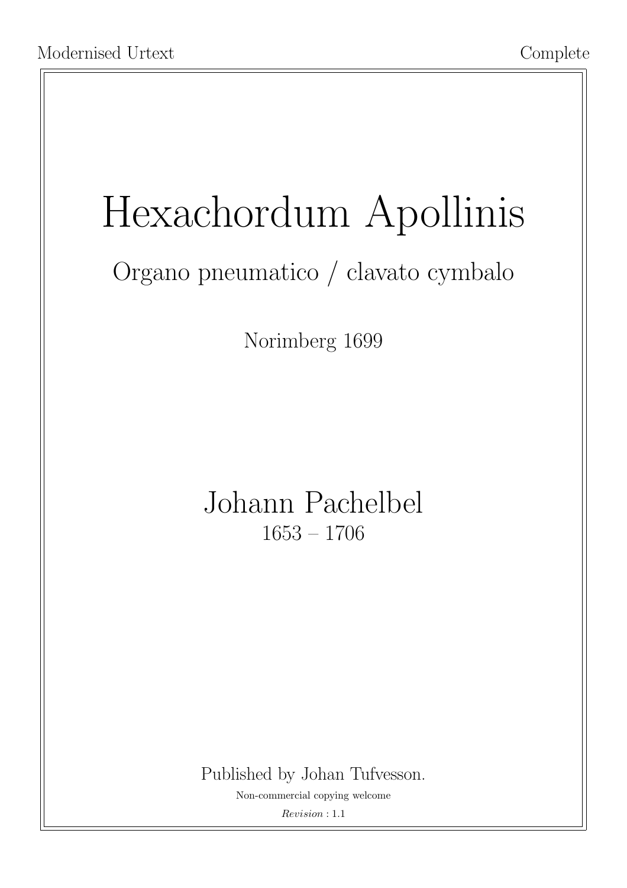Modernised Urtext Complete

# Hexachordum Apollinis

## Organo pneumatico / clavato cymbalo

Norimberg 1699

## Johann Pachelbel

1653 – 1706

Published by Johan Tufvesson.

Non-commercial copying welcome

*Revision* : 1.1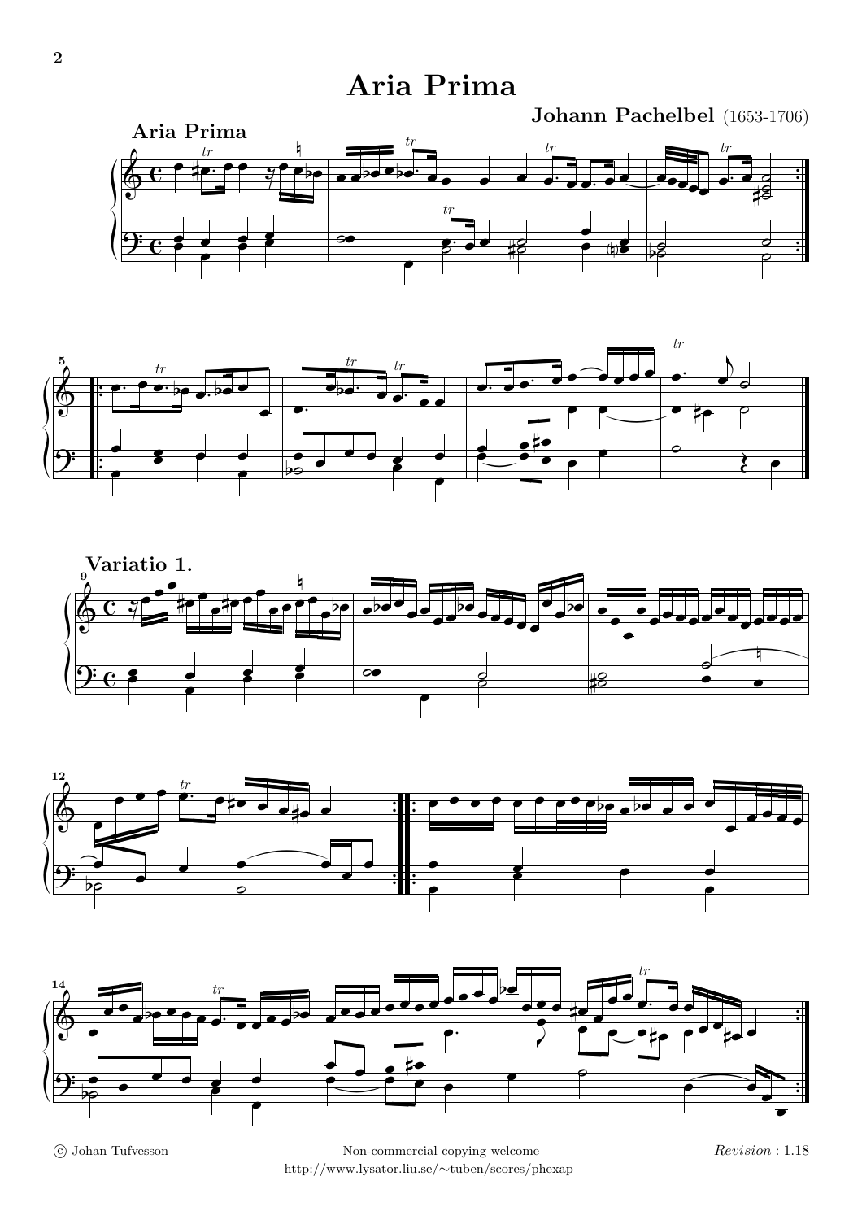# Aria Prima

**Johann Pachelbel** (1653-1706)

**Aria Prima**

**Variatio 1.**

© Johan Tufvesson

Non-commercial copying welcome

http://www.lysator.liu.se/~tuben/scores/phexap

*Revision* : 1.18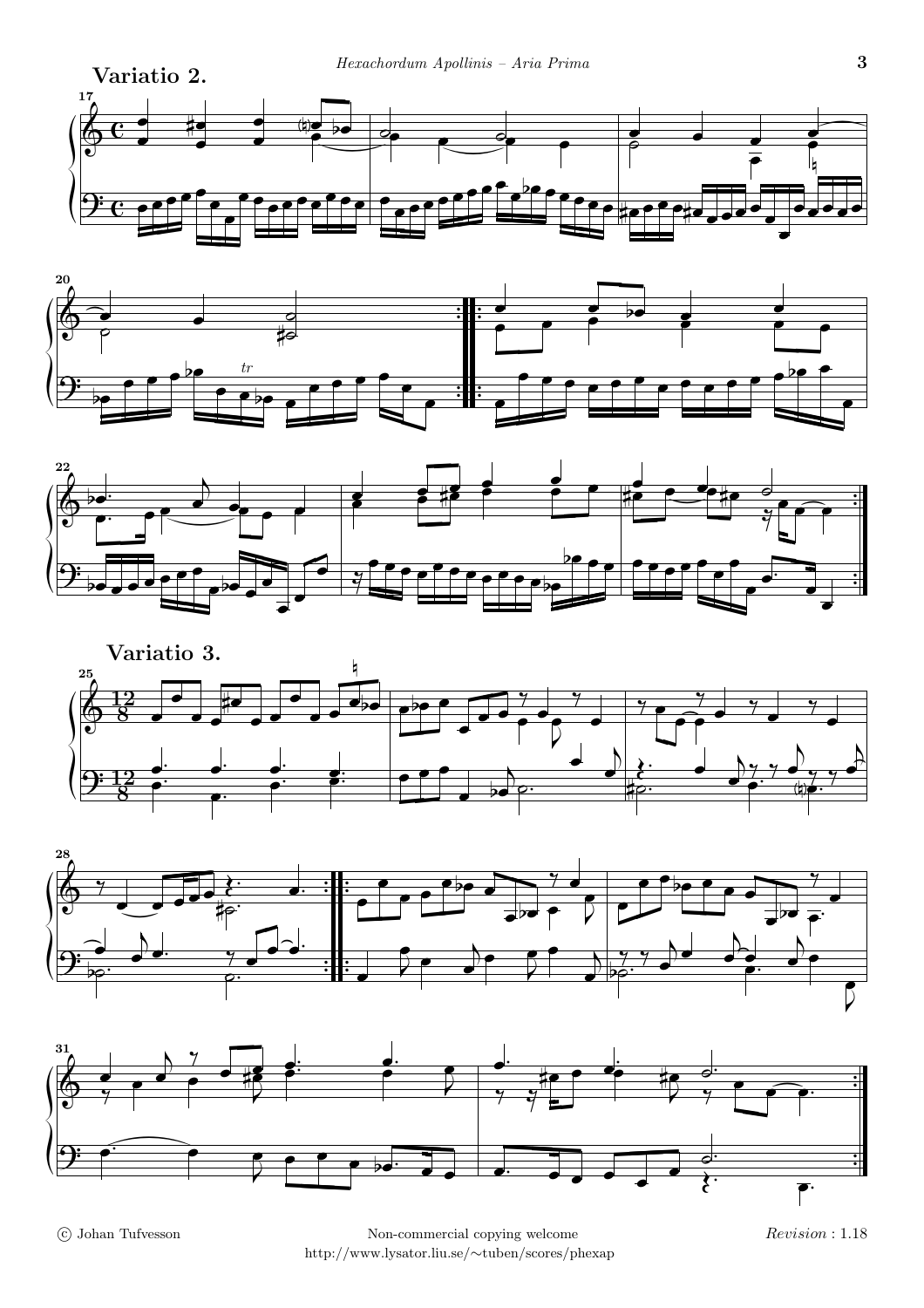## Variatio 2.

## Variatio 3.

© Johan Tufvesson

Non-commercial copying welcome

http://www.lysator.liu.se/~tuben/scores/phexap

*Revision* : 1.18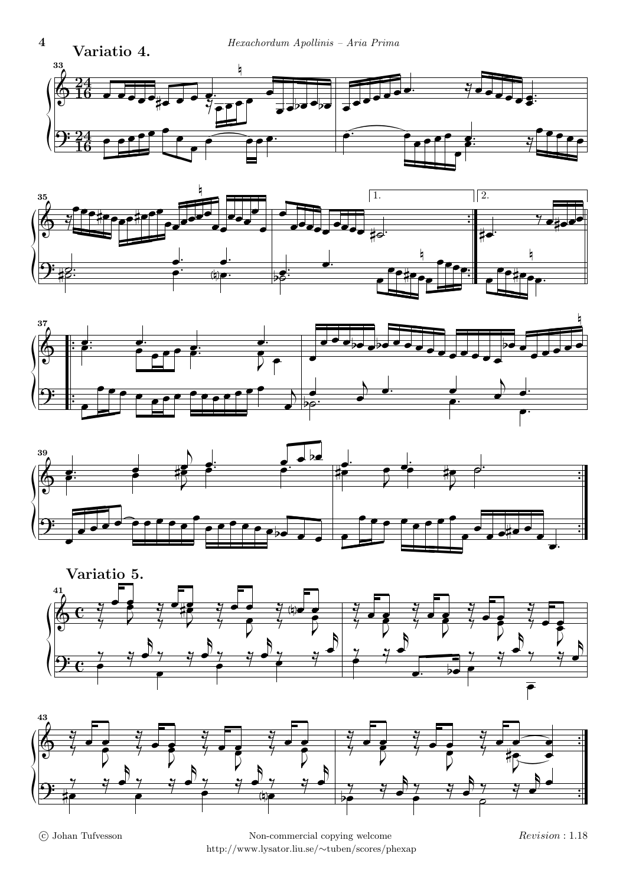## Variatio 4.

## Variatio 5.

© Johan Tufvesson

Non-commercial copying welcome

http://www.lysator.liu.se/~tuben/scores/phexap

*Revision* : 1.18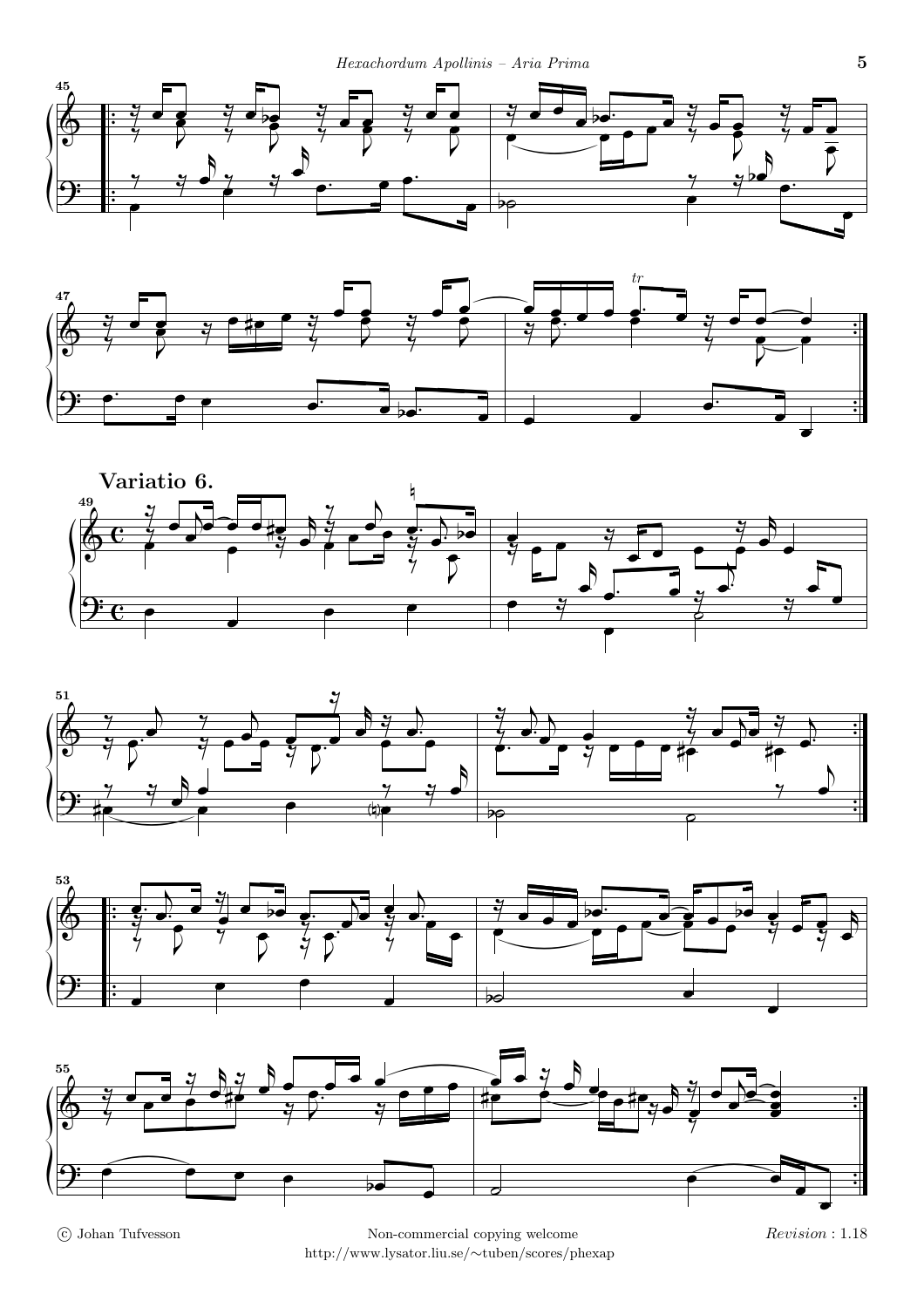## Variatio 6.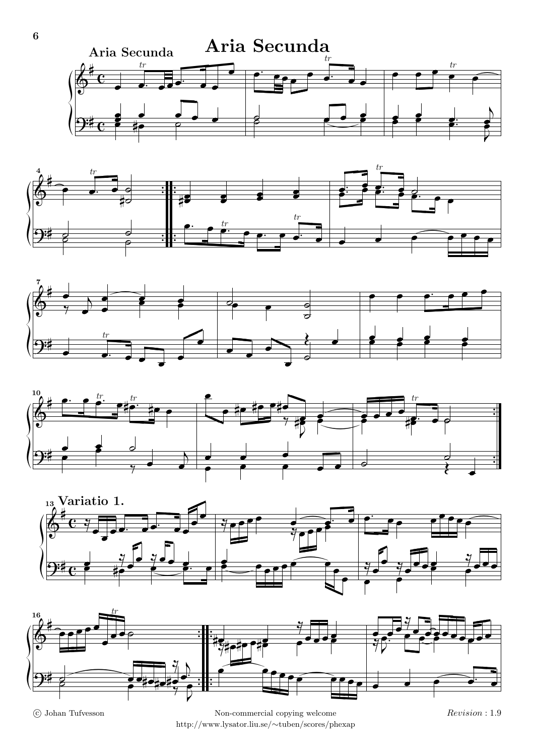# Aria Secunda

Aria Secunda

Variatio 1.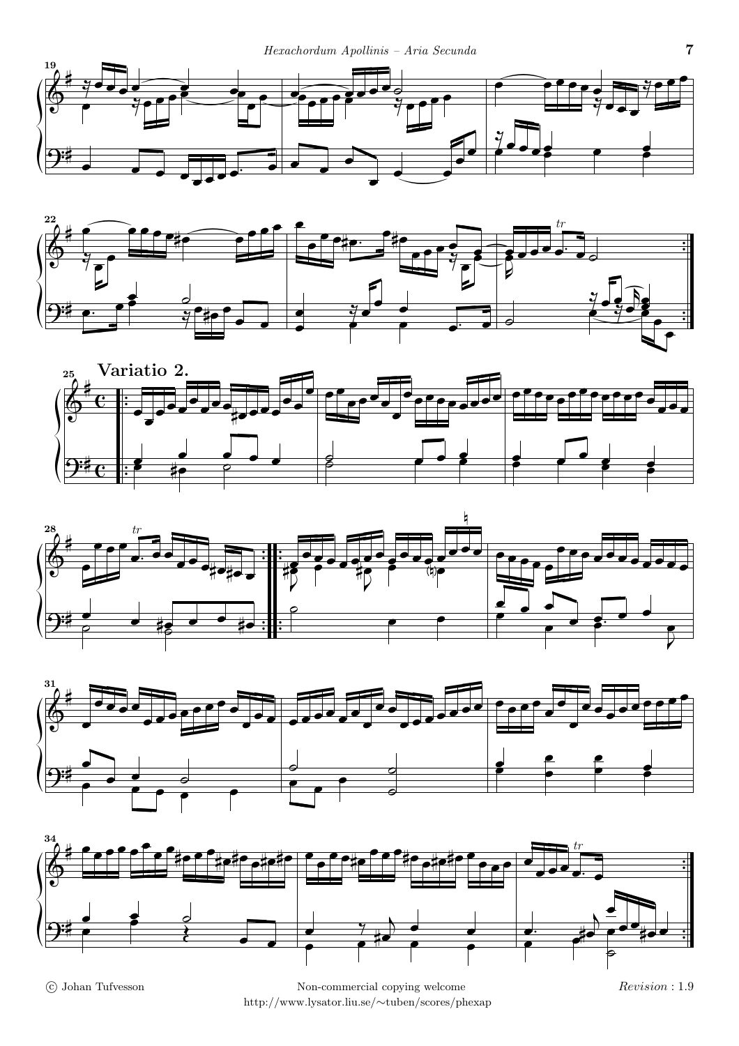**Variatio 2.**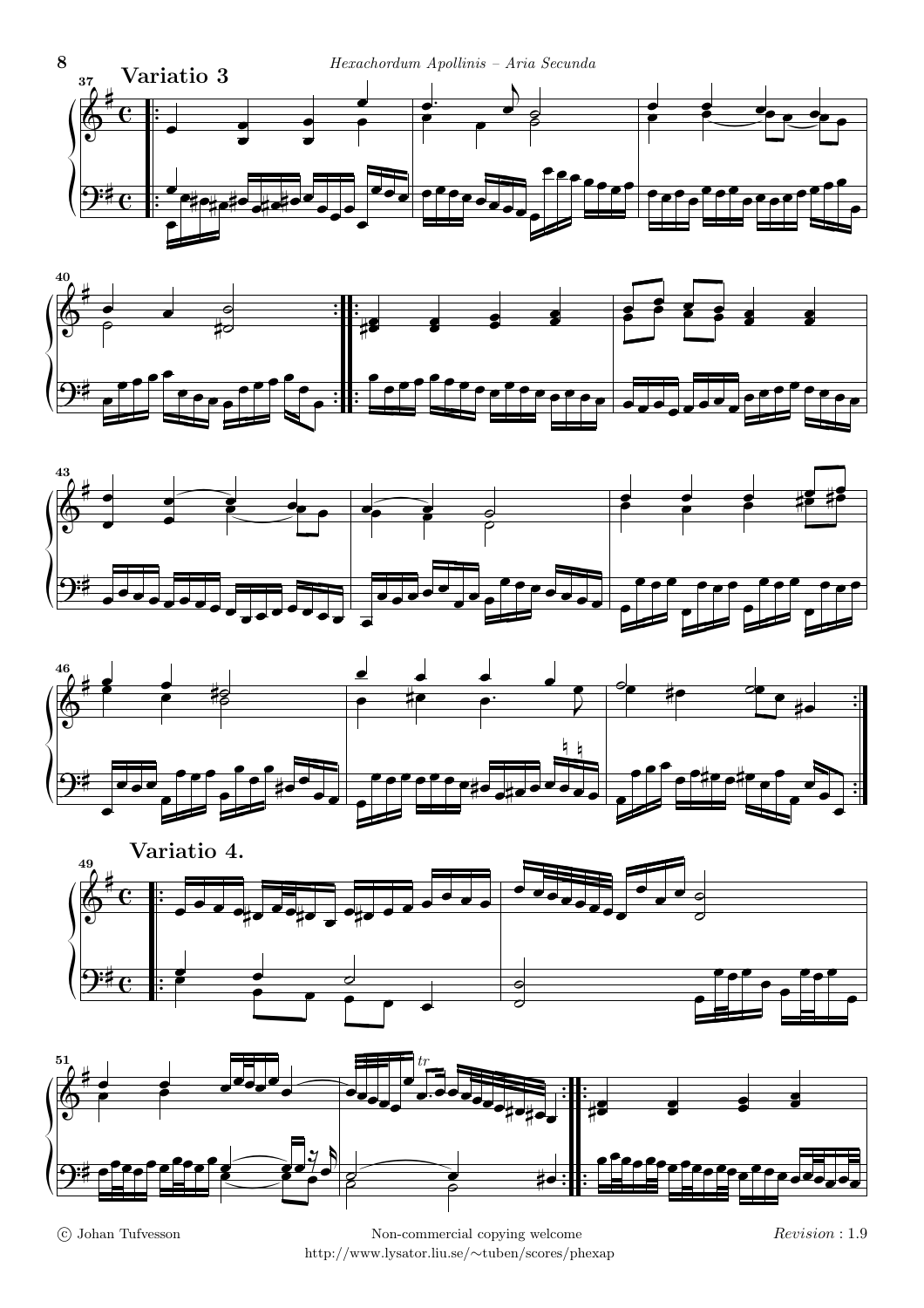**Variatio 3**

**Variatio 4.**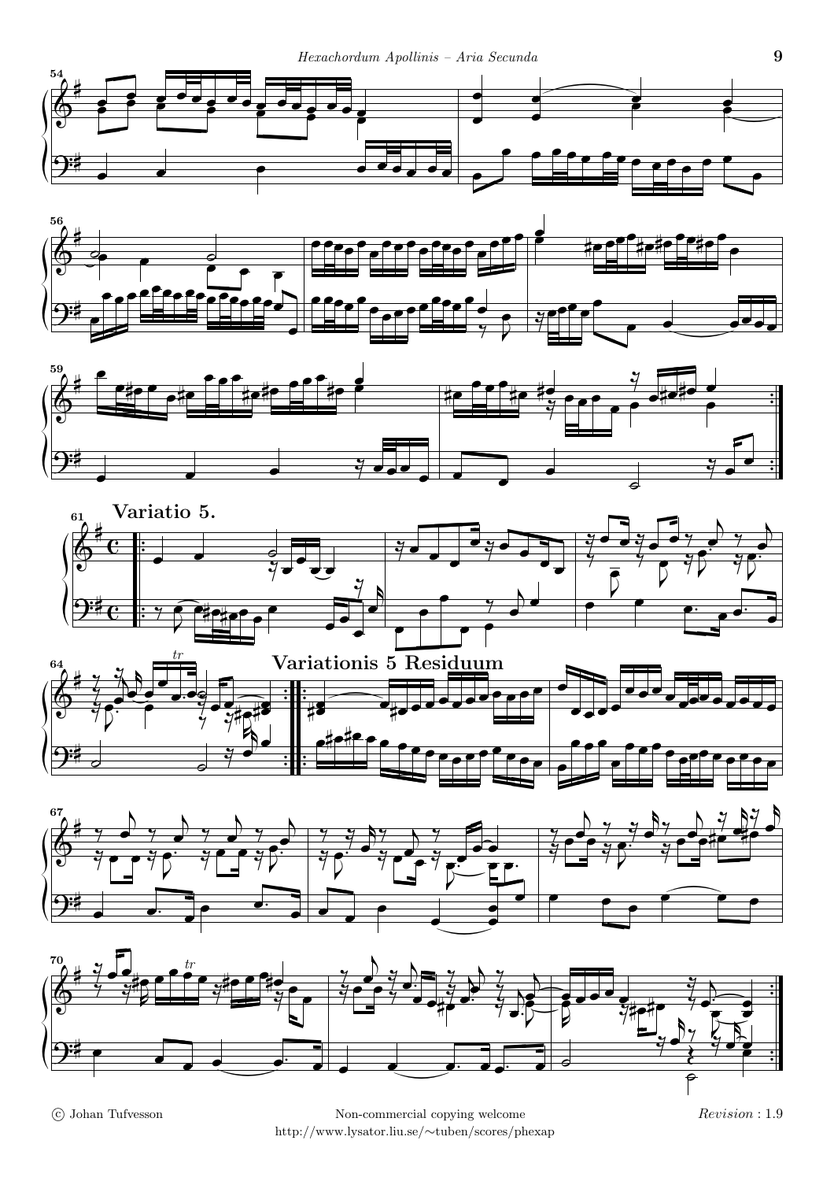**Variatio 5.**

**Variationis 5 Residuum**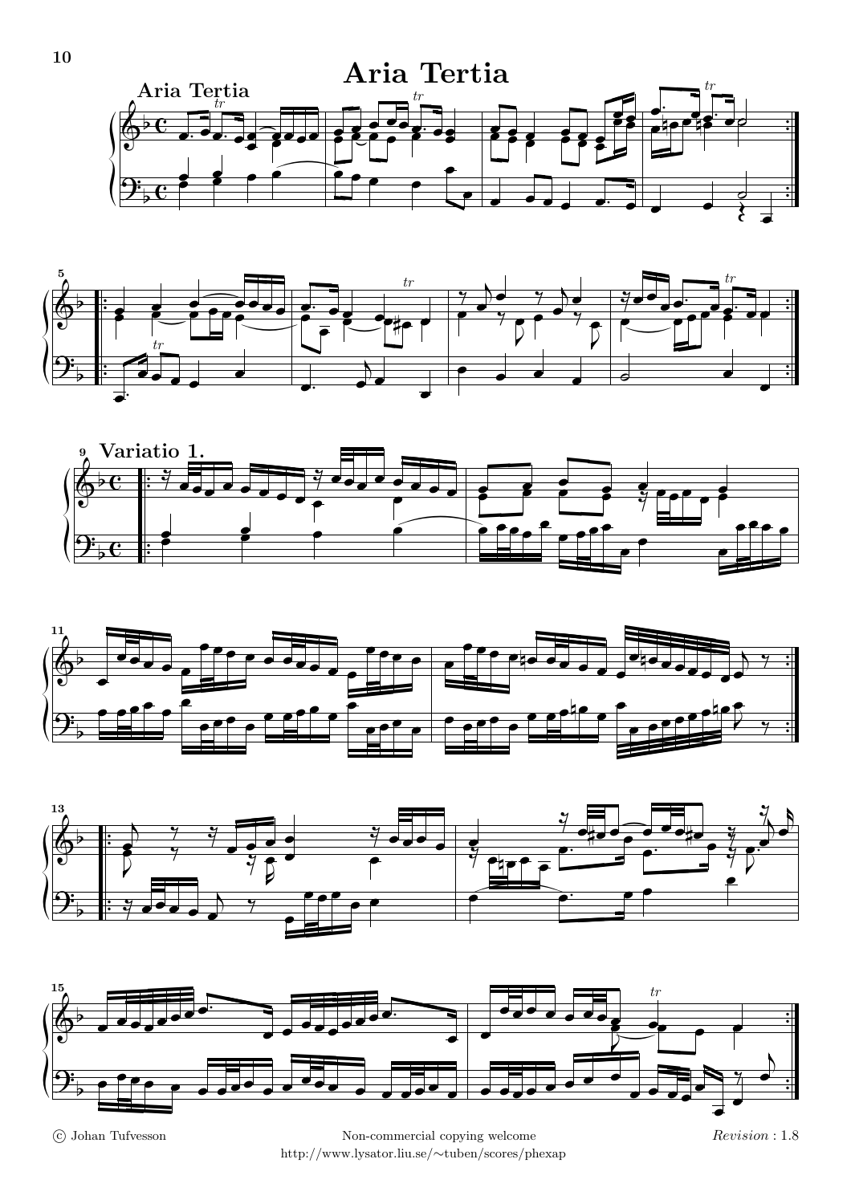# Aria Tertia

© Johan Tufvesson — Non-commercial copying welcome — http://www.lysator.liu.se/~tuben/scores/phexap — *Revision* : 1.8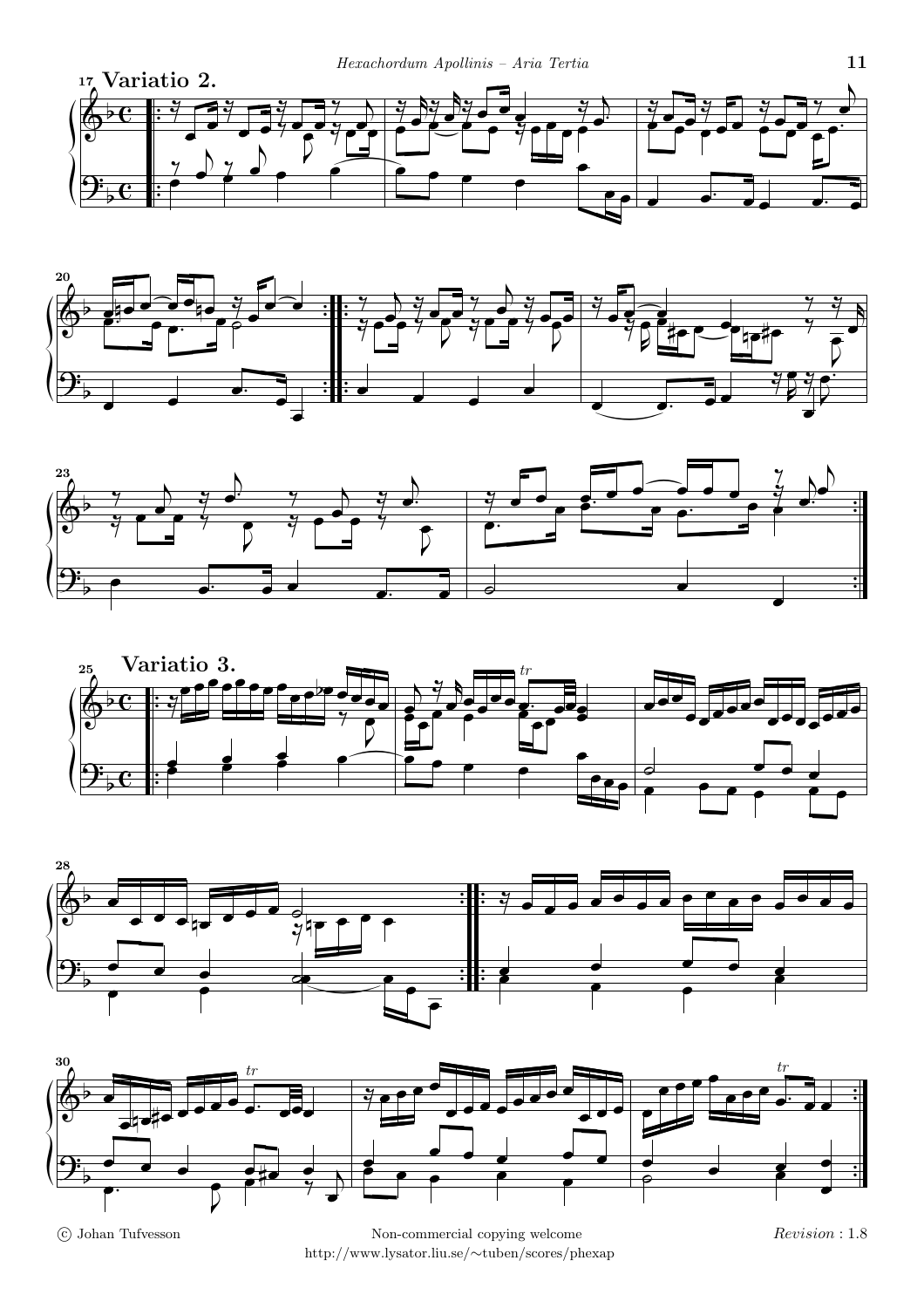## Variatio 2.

## Variatio 3.

© Johan Tufvesson

Non-commercial copying welcome

http://www.lysator.liu.se/~tuben/scores/phexap

*Revision* : 1.8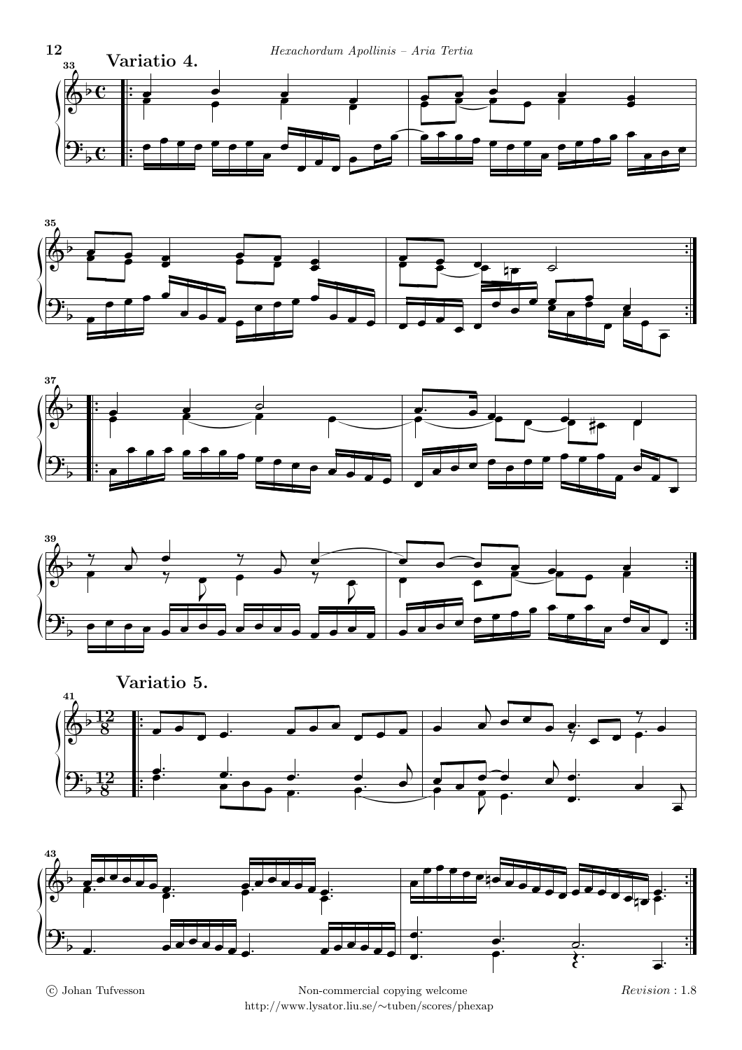**Variatio 4.**

**Variatio 5.**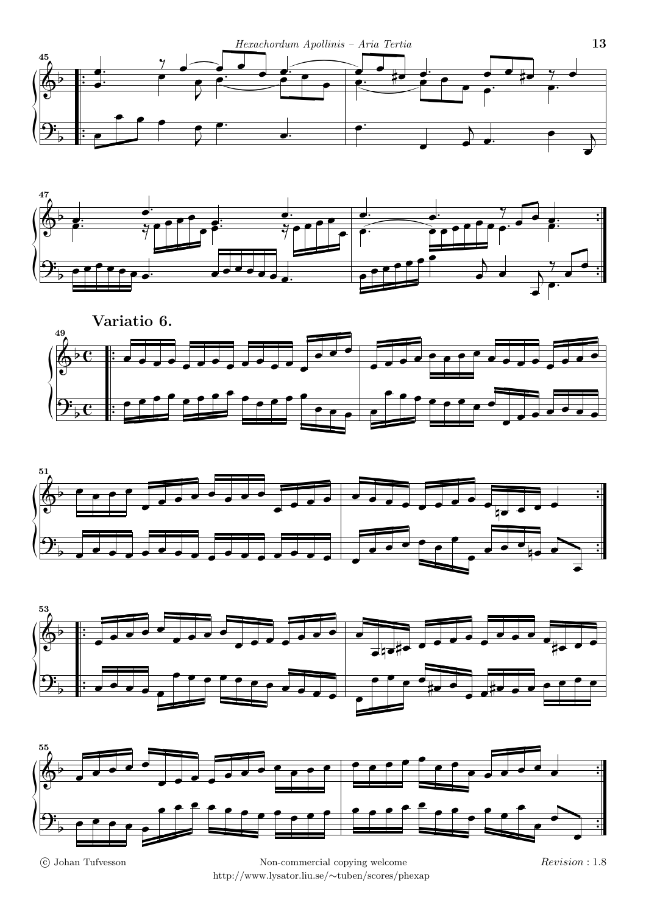**Variatio 6.**

© Johan Tufvesson

Non-commercial copying welcome

http://www.lysator.liu.se/~tuben/scores/phexap

*Revision* : 1.8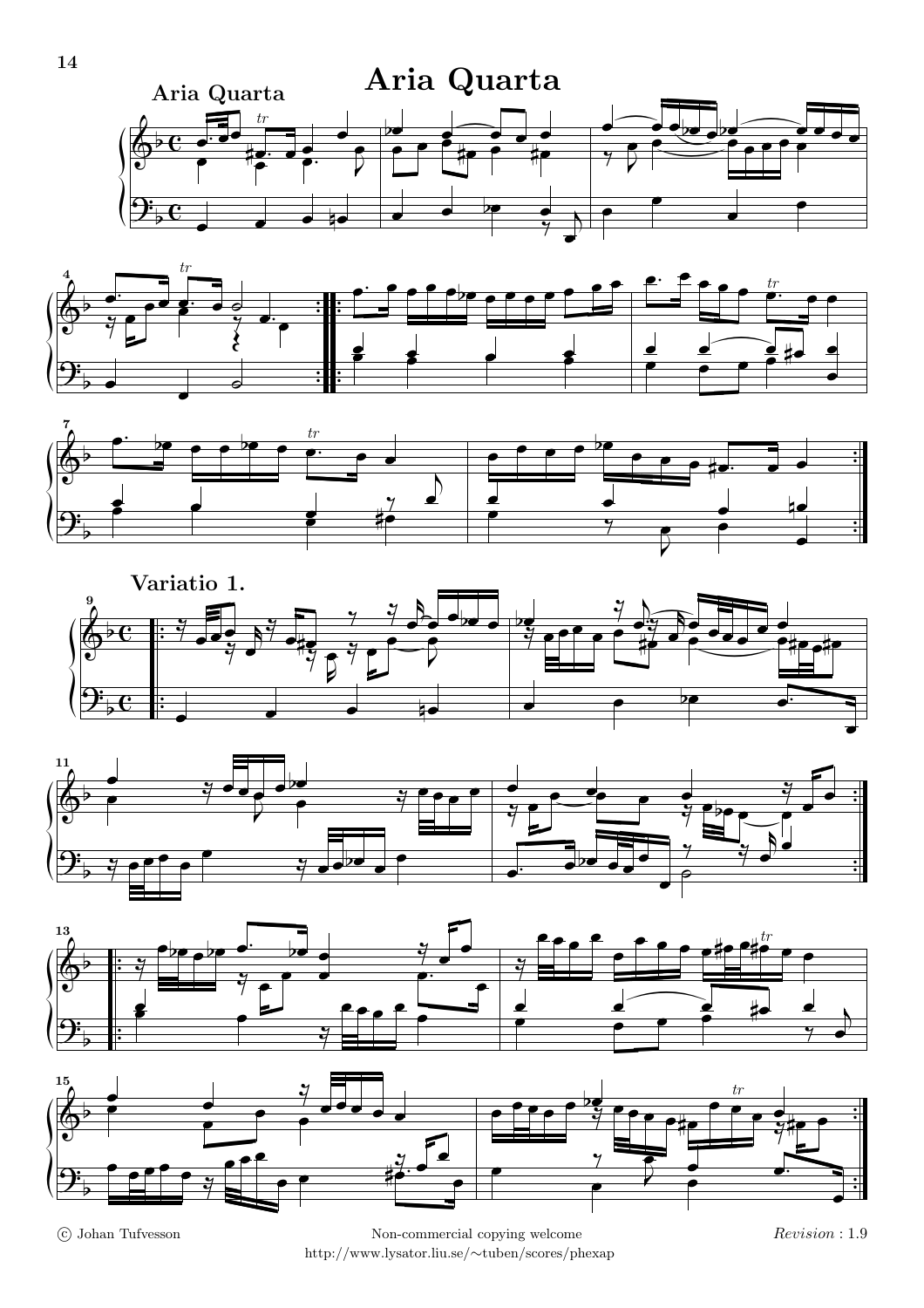# Aria Quarta

Aria Quarta

Variatio 1.

© Johan Tufvesson Non-commercial copying welcome *Revision* : 1.9

http://www.lysator.liu.se/~tuben/scores/phexap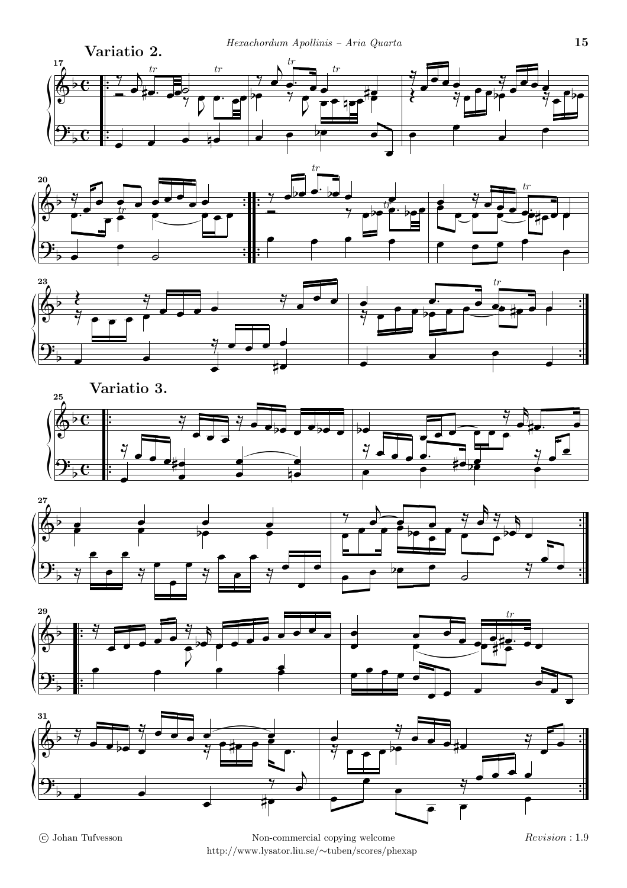## Variatio 2.

## Variatio 3.

© Johan Tufvesson

Non-commercial copying welcome

http://www.lysator.liu.se/~tuben/scores/phexap

*Revision* : 1.9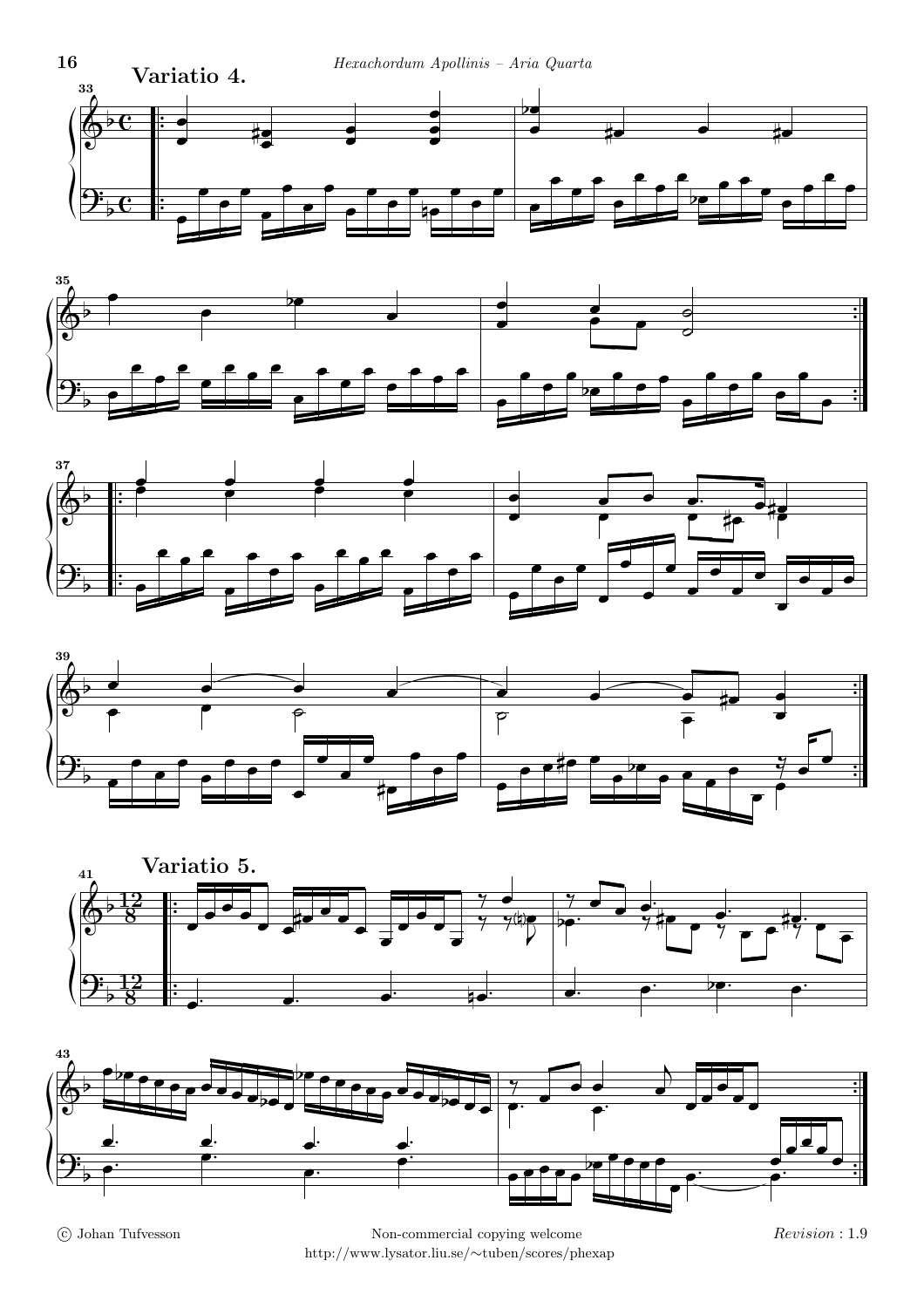## Variatio 4.

## Variatio 5.

© Johan Tufvesson

Non-commercial copying welcome

http://www.lysator.liu.se/~tuben/scores/phexap

*Revision* : 1.9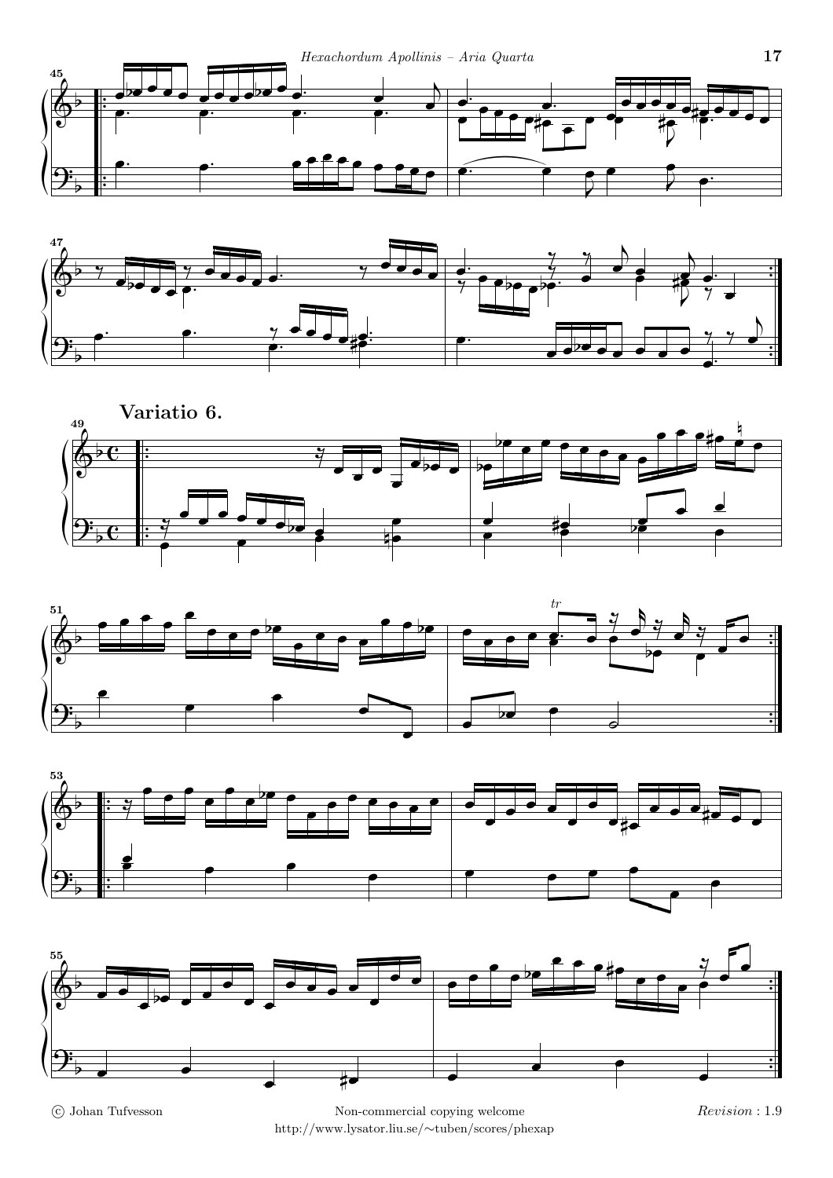**Variatio 6.**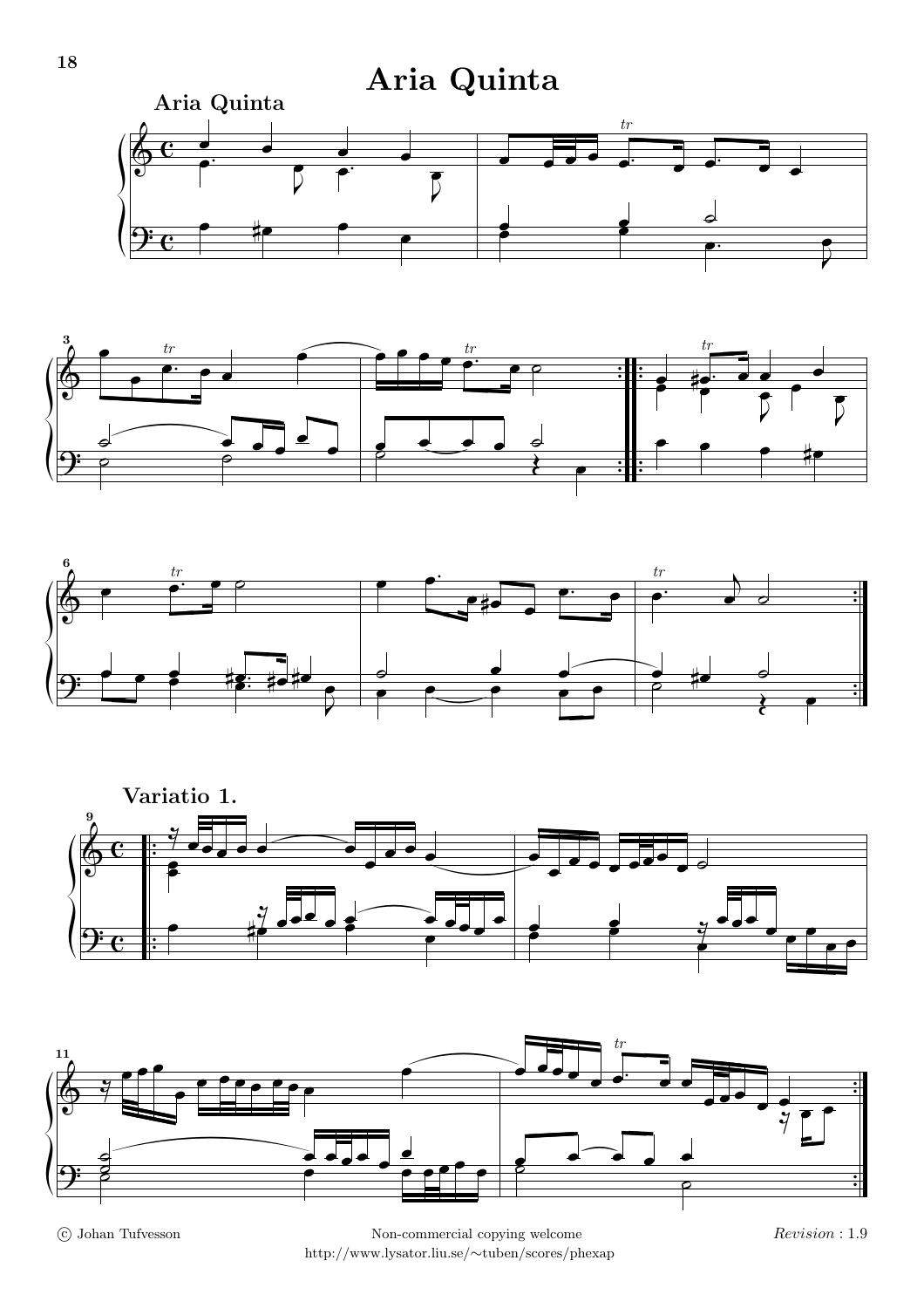# Aria Quinta

## Aria Quinta

## Variatio 1.

© Johan Tufvesson

Non-commercial copying welcome

http://www.lysator.liu.se/~tuben/scores/phexap

*Revision* : 1.9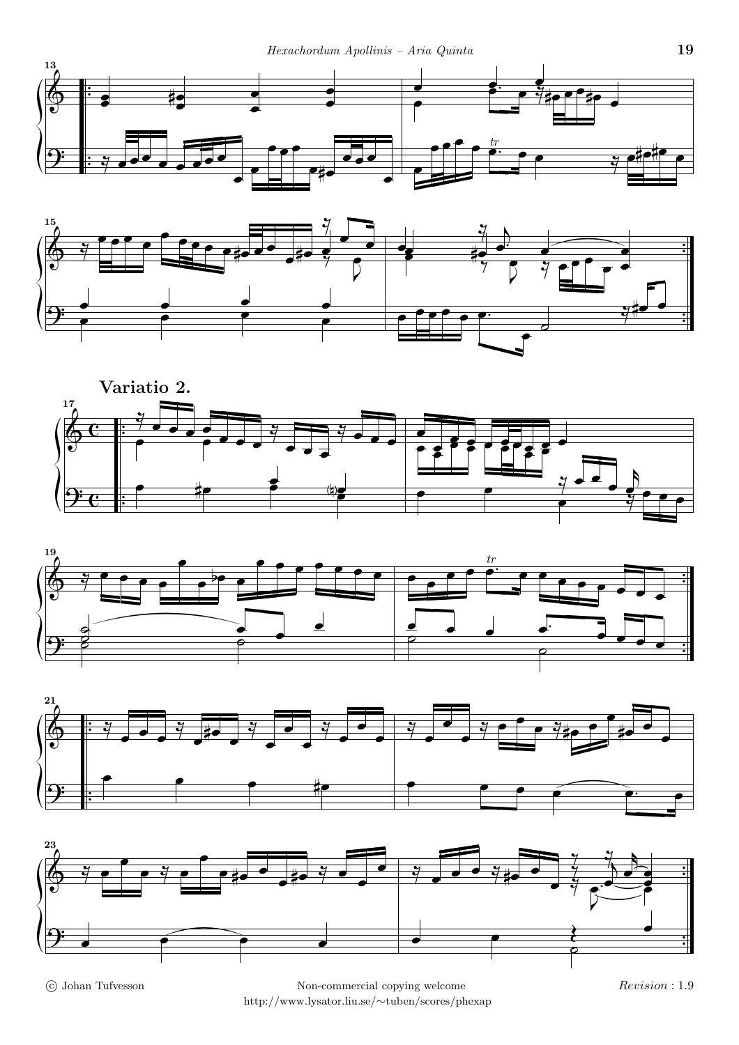## Variatio 2.

© Johan Tufvesson

Non-commercial copying welcome

http://www.lysator.liu.se/~tuben/scores/phexap

*Revision* : 1.9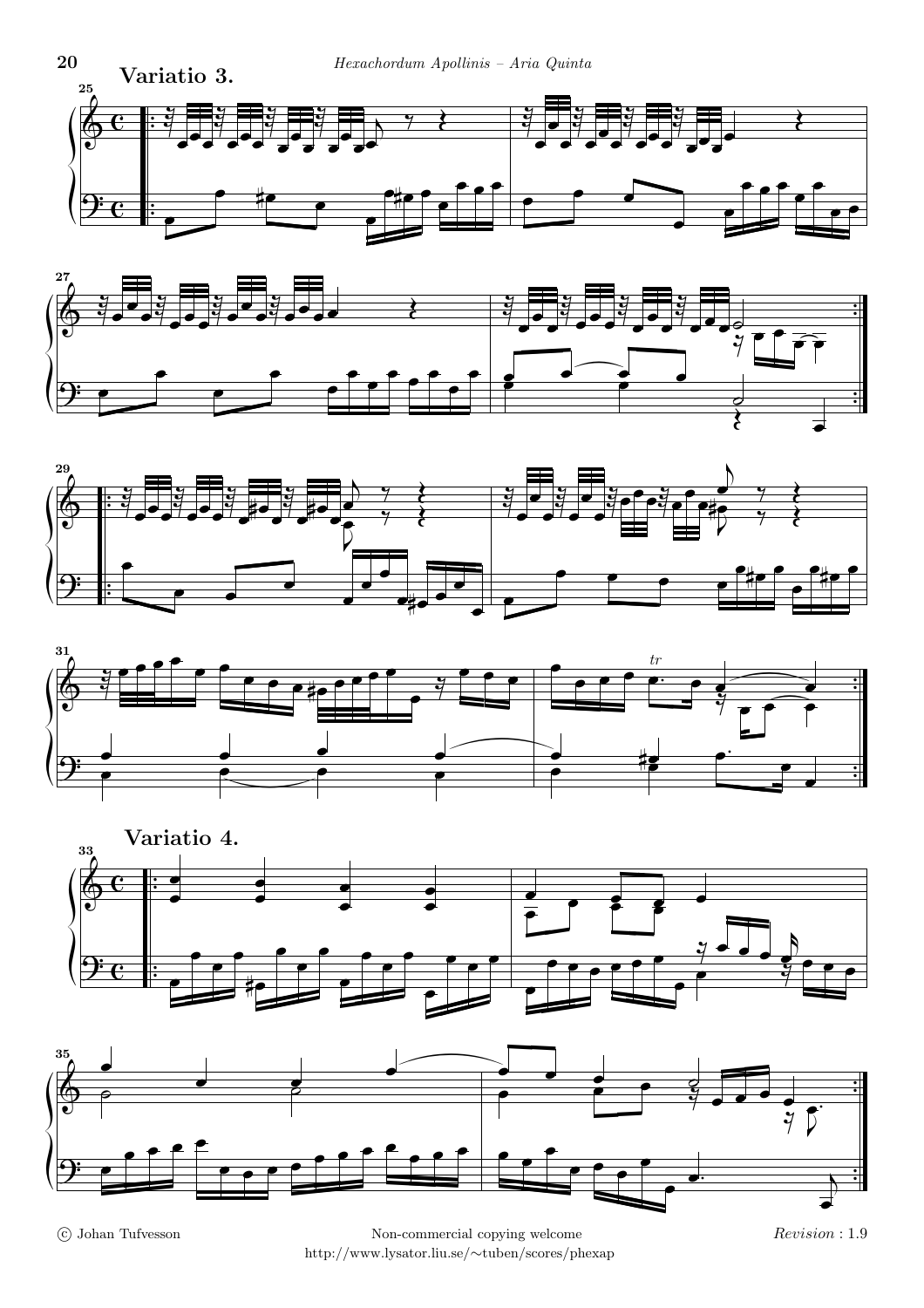## Variatio 3.

## Variatio 4.

© Johan Tufvesson — Non-commercial copying welcome — http://www.lysator.liu.se/~tuben/scores/phexap — *Revision* : 1.9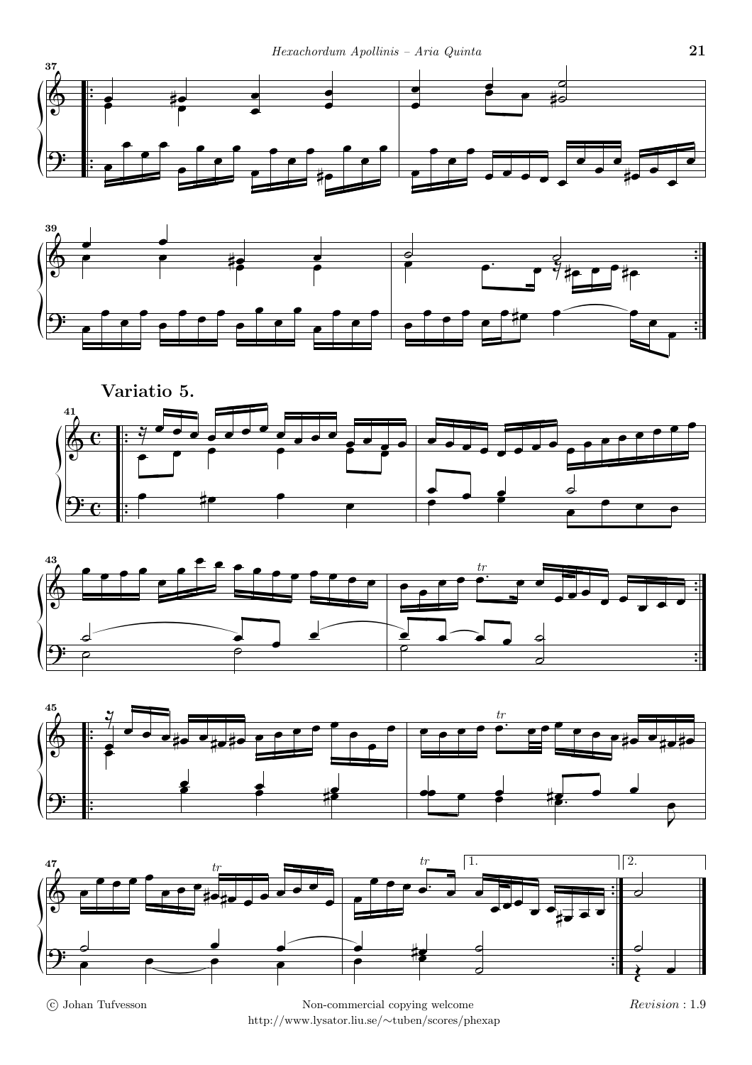## Variatio 5.

© Johan Tufvesson

Non-commercial copying welcome

http://www.lysator.liu.se/∼tuben/scores/phexap

*Revision* : 1.9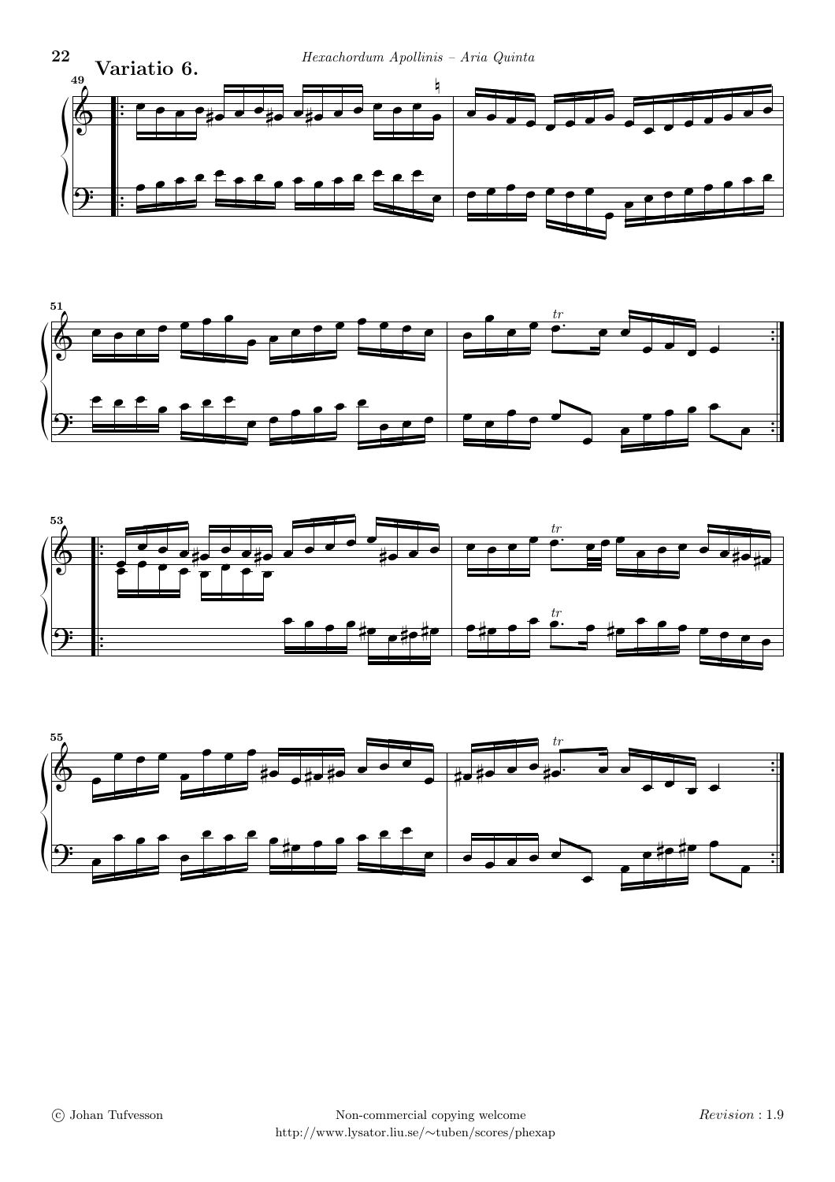## Variatio 6.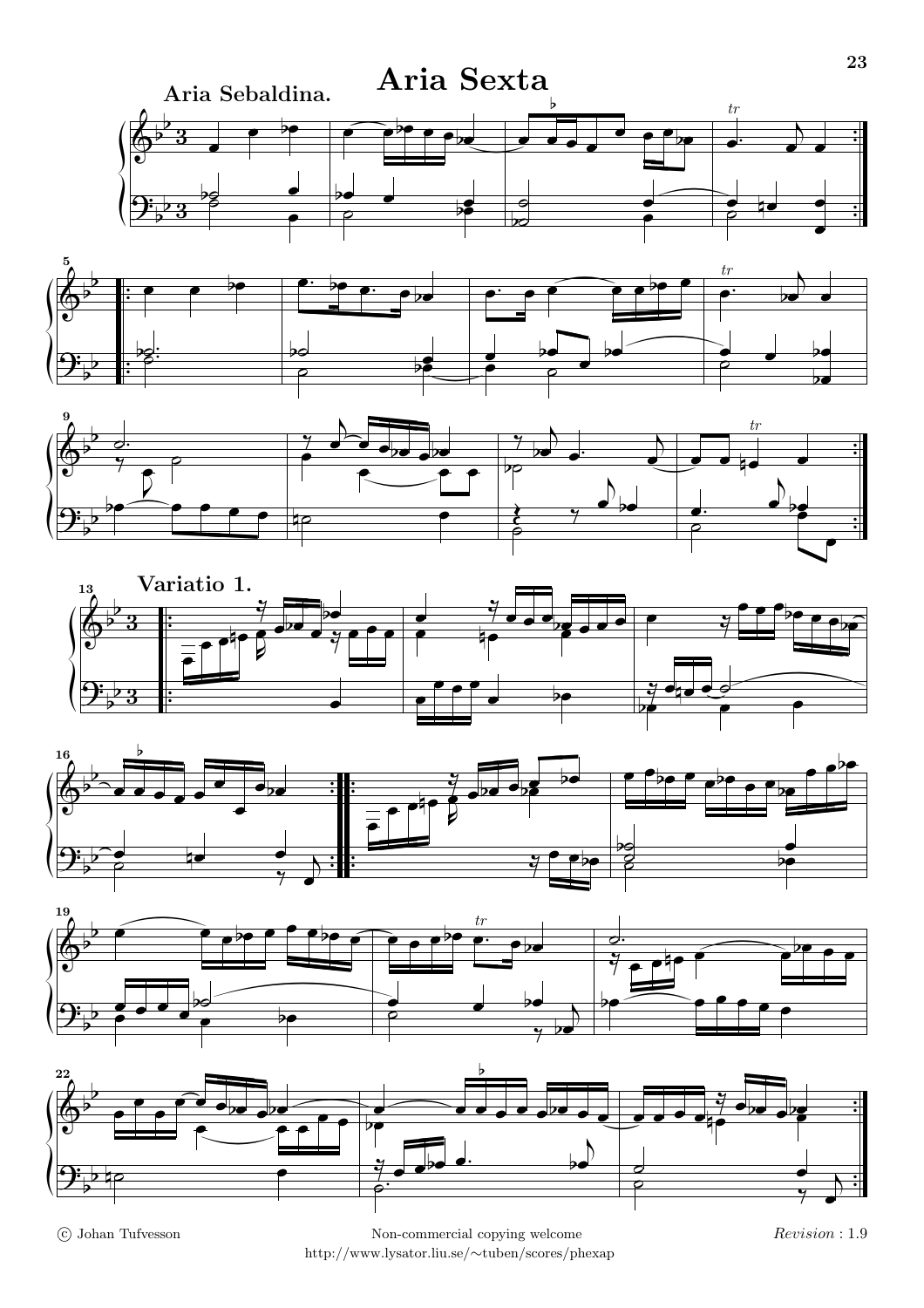# Aria Sexta

**Aria Sebaldina.**

**Variatio 1.**

© Johan Tufvesson

Non-commercial copying welcome

http://www.lysator.liu.se/~tuben/scores/phexap

*Revision* : 1.9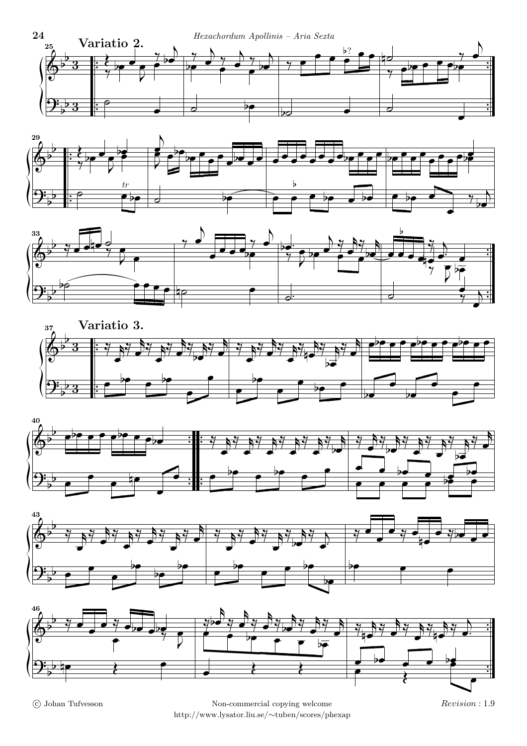**Variatio 2.**

**Variatio 3.**

© Johan Tufvesson

Non-commercial copying welcome

http://www.lysator.liu.se/~tuben/scores/phexap

*Revision* : 1.9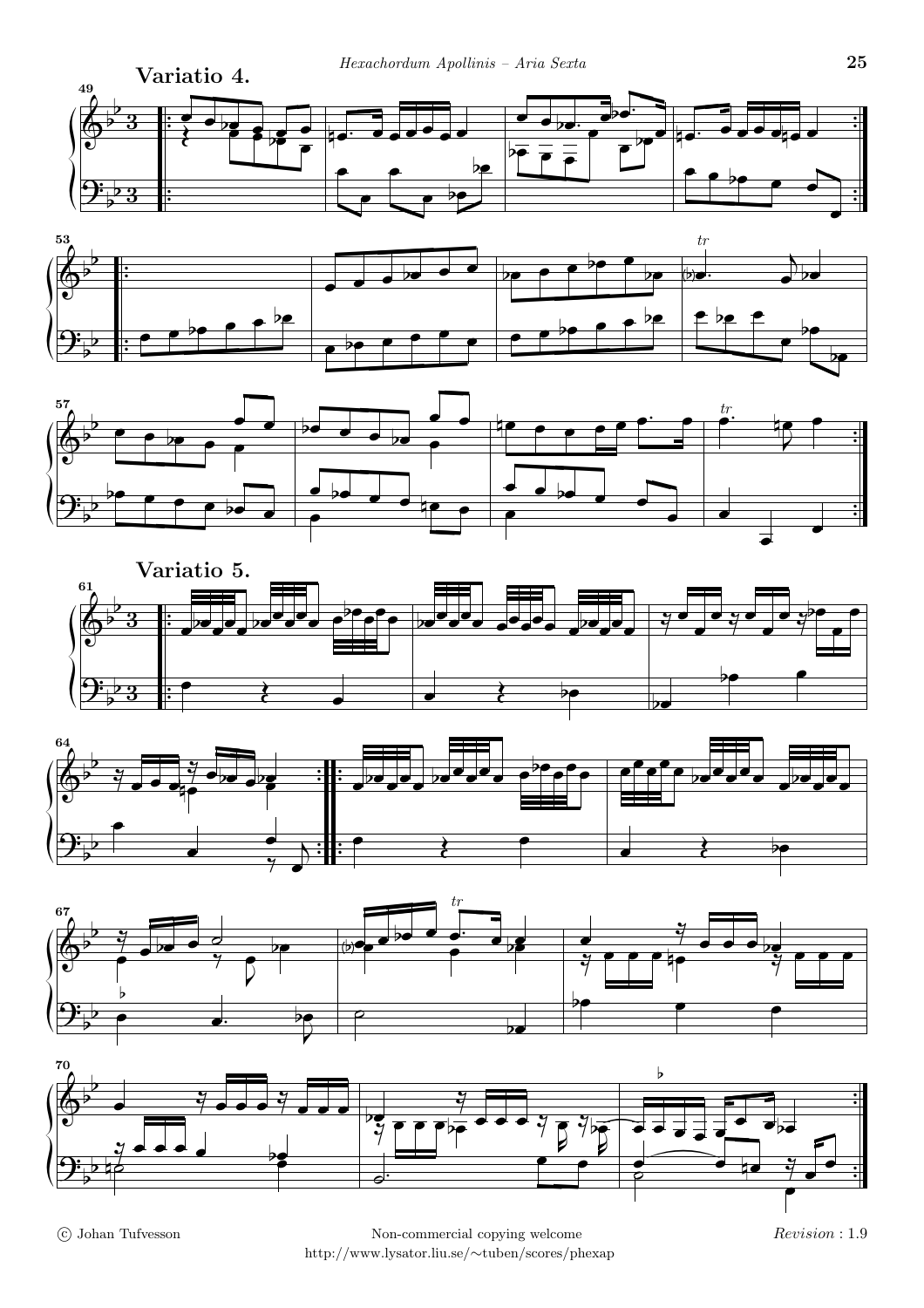## Variatio 4.

## Variatio 5.

© Johan Tufvesson

Non-commercial copying welcome

http://www.lysator.liu.se/~tuben/scores/phexap

*Revision* : 1.9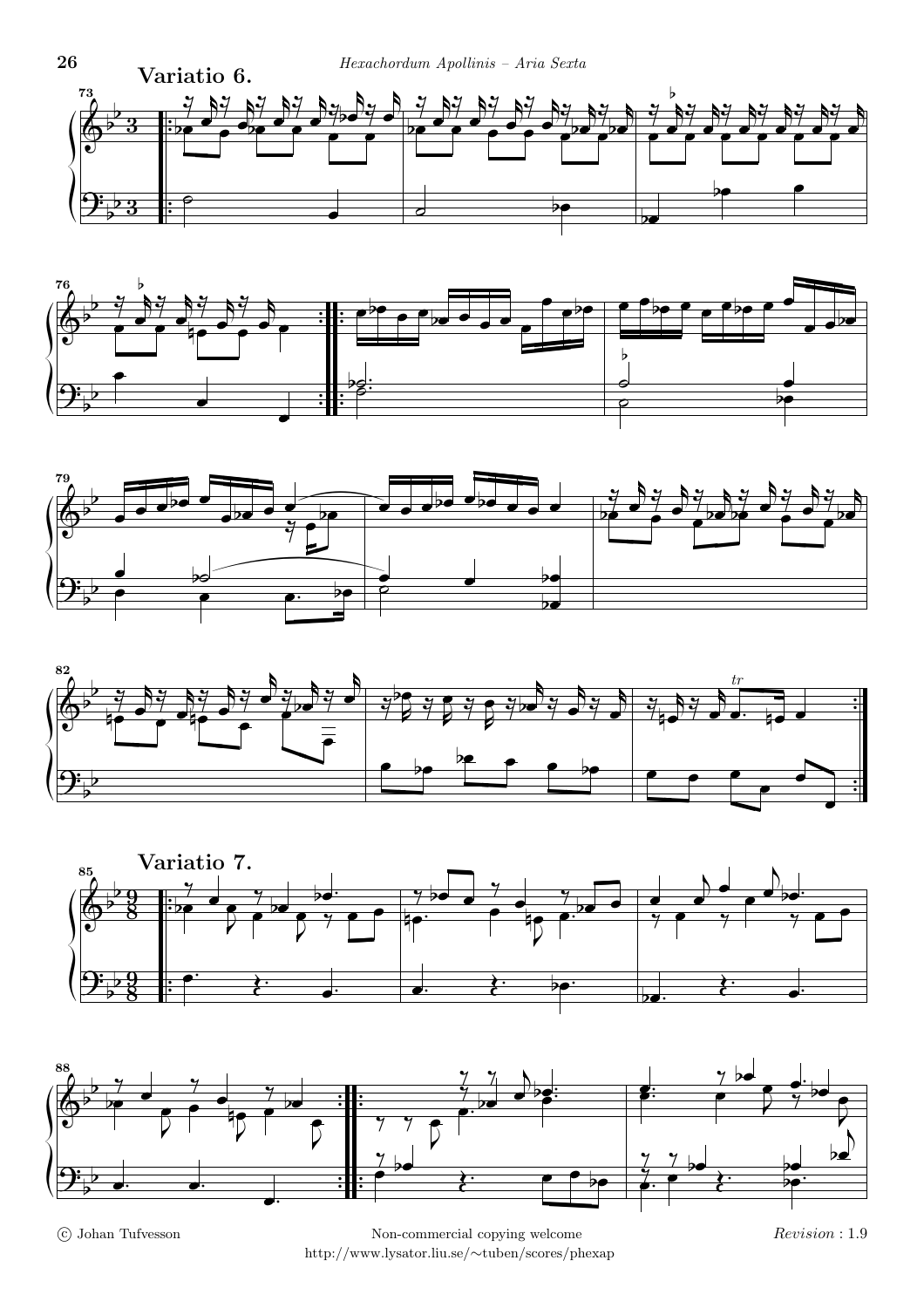## Variatio 6.

## Variatio 7.

© Johan Tufvesson — Non-commercial copying welcome — *Revision* : 1.9

http://www.lysator.liu.se/~tuben/scores/phexap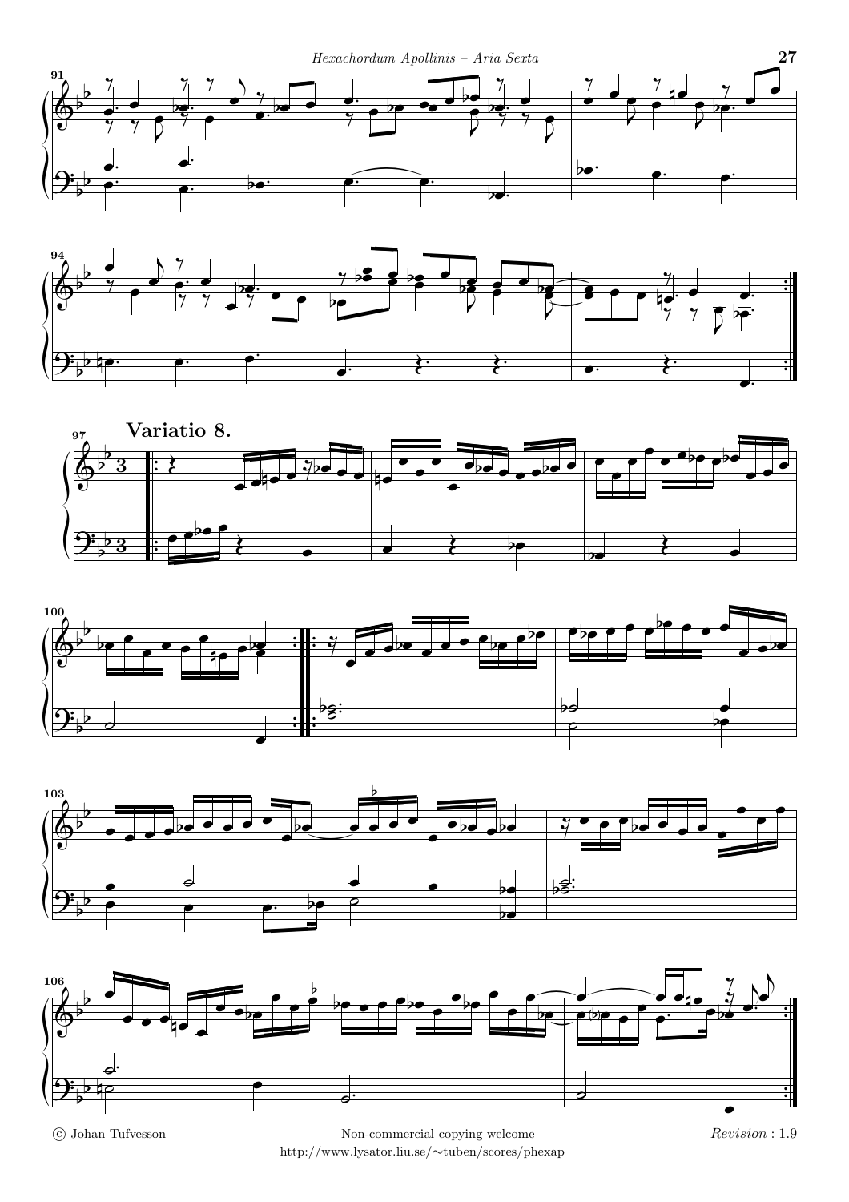**Variatio 8.**

© Johan Tufvesson

Non-commercial copying welcome

http://www.lysator.liu.se/~tuben/scores/phexap

*Revision* : 1.9